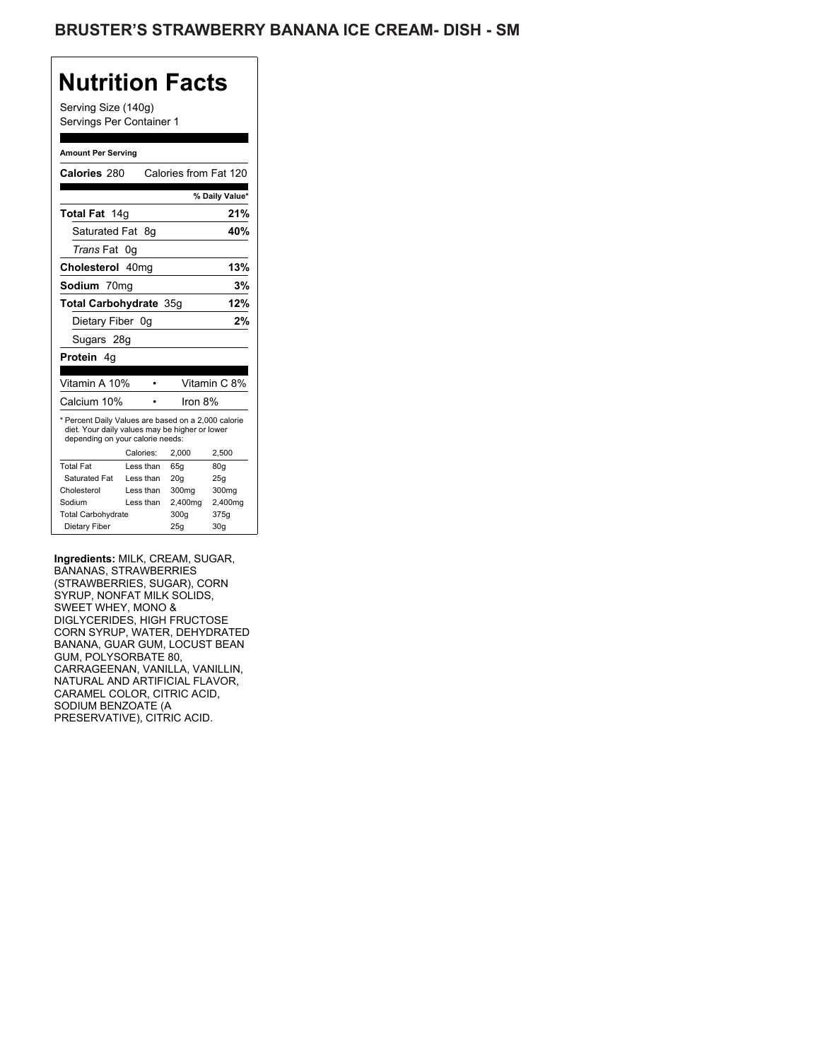# BRUSTER'S STRAWBERRY BANANA ICE CREAM- DISH - SM

## Nutrition Facts

Serving Size (140g)
Servings Per Container 1

**Amount Per Serving**

**Calories** 280 Calories from Fat 120

| | % Daily Value* |
|---|---|
| **Total Fat** 14g | **21%** |
| Saturated Fat 8g | **40%** |
| *Trans* Fat 0g | |
| **Cholesterol** 40mg | **13%** |
| **Sodium** 70mg | **3%** |
| **Total Carbohydrate** 35g | **12%** |
| Dietary Fiber 0g | **2%** |
| Sugars 28g | |
| **Protein** 4g | |

| | |
|---|---|
| Vitamin A 10% | Vitamin C 8% |
| Calcium 10% | Iron 8% |

* Percent Daily Values are based on a 2,000 calorie diet. Your daily values may be higher or lower depending on your calorie needs:

| | Calories: | 2,000 | 2,500 |
|---|---|---|---|
| Total Fat | Less than | 65g | 80g |
| Saturated Fat | Less than | 20g | 25g |
| Cholesterol | Less than | 300mg | 300mg |
| Sodium | Less than | 2,400mg | 2,400mg |
| Total Carbohydrate | | 300g | 375g |
| Dietary Fiber | | 25g | 30g |

**Ingredients:** MILK, CREAM, SUGAR, BANANAS, STRAWBERRIES (STRAWBERRIES, SUGAR), CORN SYRUP, NONFAT MILK SOLIDS, SWEET WHEY, MONO & DIGLYCERIDES, HIGH FRUCTOSE CORN SYRUP, WATER, DEHYDRATED BANANA, GUAR GUM, LOCUST BEAN GUM, POLYSORBATE 80, CARRAGEENAN, VANILLA, VANILLIN, NATURAL AND ARTIFICIAL FLAVOR, CARAMEL COLOR, CITRIC ACID, SODIUM BENZOATE (A PRESERVATIVE), CITRIC ACID.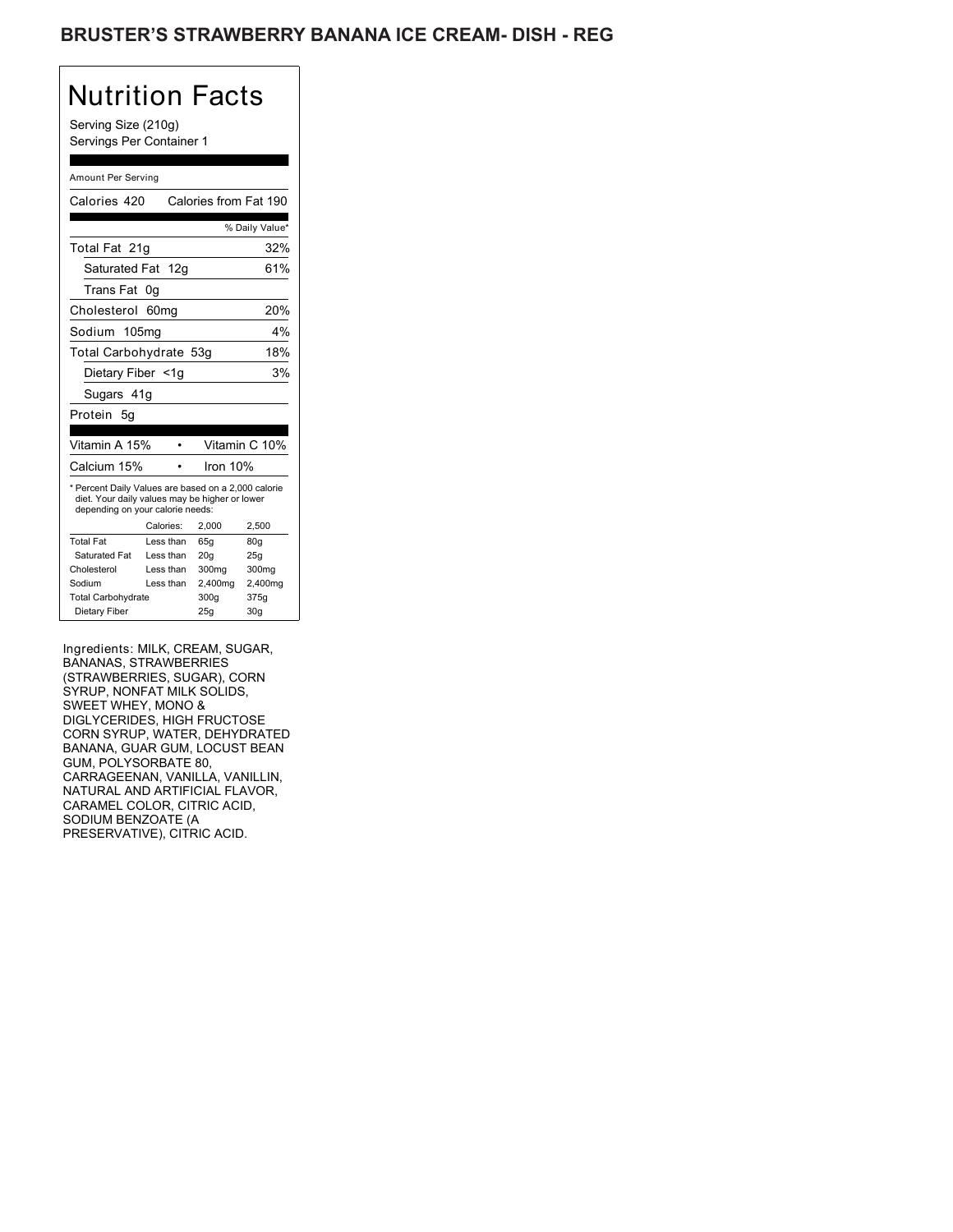# BRUSTER'S STRAWBERRY BANANA ICE CREAM- DISH - REG

## Nutrition Facts

Serving Size (210g)
Servings Per Container 1

Amount Per Serving

| | |
|---|---|
| Calories 420 | Calories from Fat 190 |
| | % Daily Value* |
| Total Fat 21g | 32% |
| Saturated Fat 12g | 61% |
| Trans Fat 0g | |
| Cholesterol 60mg | 20% |
| Sodium 105mg | 4% |
| Total Carbohydrate 53g | 18% |
| Dietary Fiber <1g | 3% |
| Sugars 41g | |
| Protein 5g | |

| | |
|---|---|
| Vitamin A 15% | Vitamin C 10% |
| Calcium 15% | Iron 10% |

* Percent Daily Values are based on a 2,000 calorie diet. Your daily values may be higher or lower depending on your calorie needs:

| | Calories: | 2,000 | 2,500 |
|---|---|---|---|
| Total Fat | Less than | 65g | 80g |
| Saturated Fat | Less than | 20g | 25g |
| Cholesterol | Less than | 300mg | 300mg |
| Sodium | Less than | 2,400mg | 2,400mg |
| Total Carbohydrate | | 300g | 375g |
| Dietary Fiber | | 25g | 30g |

Ingredients: MILK, CREAM, SUGAR, BANANAS, STRAWBERRIES (STRAWBERRIES, SUGAR), CORN SYRUP, NONFAT MILK SOLIDS, SWEET WHEY, MONO & DIGLYCERIDES, HIGH FRUCTOSE CORN SYRUP, WATER, DEHYDRATED BANANA, GUAR GUM, LOCUST BEAN GUM, POLYSORBATE 80, CARRAGEENAN, VANILLA, VANILLIN, NATURAL AND ARTIFICIAL FLAVOR, CARAMEL COLOR, CITRIC ACID, SODIUM BENZOATE (A PRESERVATIVE), CITRIC ACID.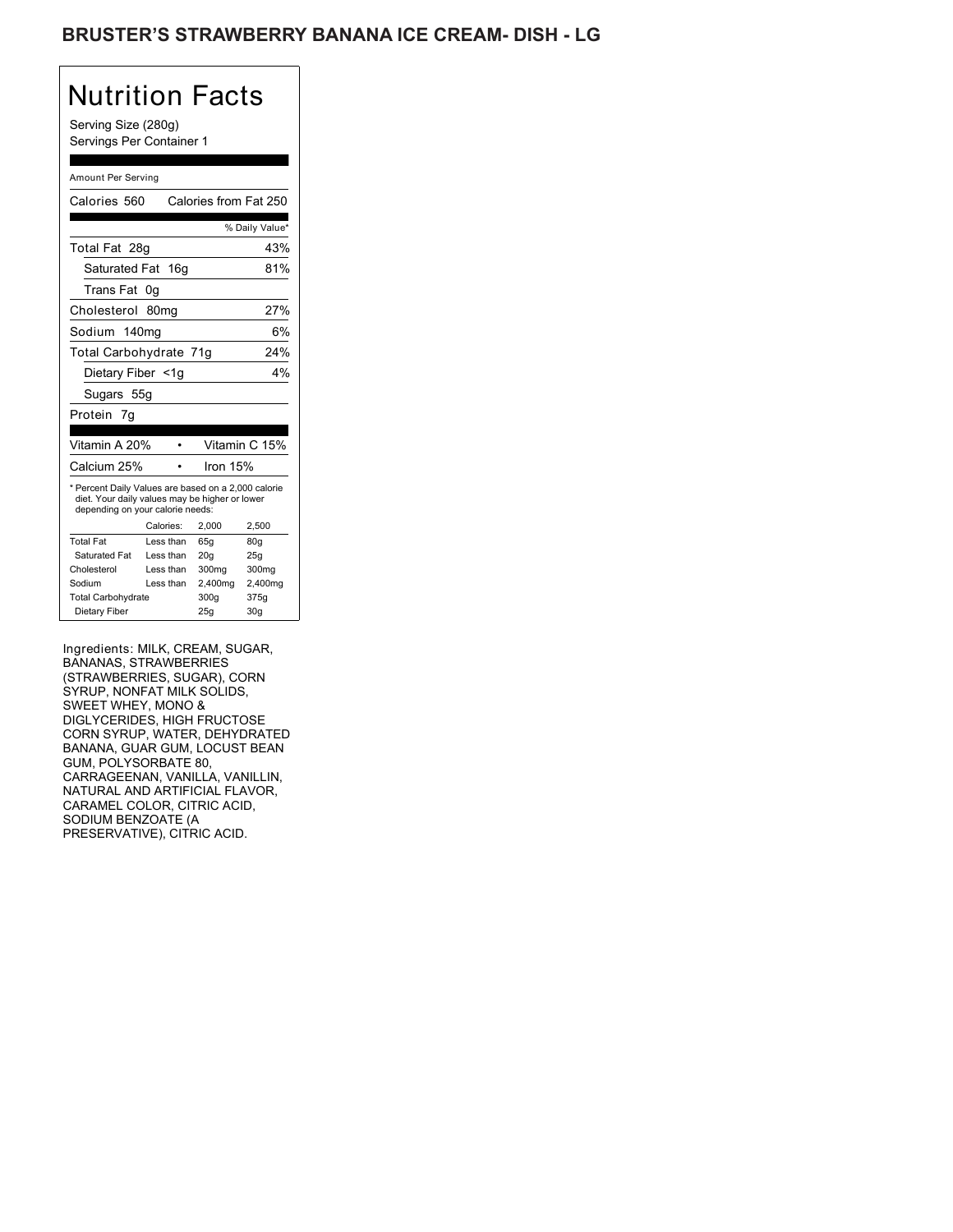## BRUSTER'S STRAWBERRY BANANA ICE CREAM- DISH - LG

# Nutrition Facts

Serving Size (280g)
Servings Per Container 1

Amount Per Serving

| Calories 560 | Calories from Fat 250 |
|---|---|
| | % Daily Value* |
| Total Fat 28g | 43% |
| Saturated Fat 16g | 81% |
| Trans Fat 0g | |
| Cholesterol 80mg | 27% |
| Sodium 140mg | 6% |
| Total Carbohydrate 71g | 24% |
| Dietary Fiber <1g | 4% |
| Sugars 55g | |
| Protein 7g | |

| Vitamin A 20% | • | Vitamin C 15% |
|---|---|---|
| Calcium 25% | • | Iron 15% |

* Percent Daily Values are based on a 2,000 calorie diet. Your daily values may be higher or lower depending on your calorie needs:

| | Calories: | 2,000 | 2,500 |
|---|---|---|---|
| Total Fat | Less than | 65g | 80g |
| Saturated Fat | Less than | 20g | 25g |
| Cholesterol | Less than | 300mg | 300mg |
| Sodium | Less than | 2,400mg | 2,400mg |
| Total Carbohydrate | | 300g | 375g |
| Dietary Fiber | | 25g | 30g |

Ingredients: MILK, CREAM, SUGAR, BANANAS, STRAWBERRIES (STRAWBERRIES, SUGAR), CORN SYRUP, NONFAT MILK SOLIDS, SWEET WHEY, MONO & DIGLYCERIDES, HIGH FRUCTOSE CORN SYRUP, WATER, DEHYDRATED BANANA, GUAR GUM, LOCUST BEAN GUM, POLYSORBATE 80, CARRAGEENAN, VANILLA, VANILLIN, NATURAL AND ARTIFICIAL FLAVOR, CARAMEL COLOR, CITRIC ACID, SODIUM BENZOATE (A PRESERVATIVE), CITRIC ACID.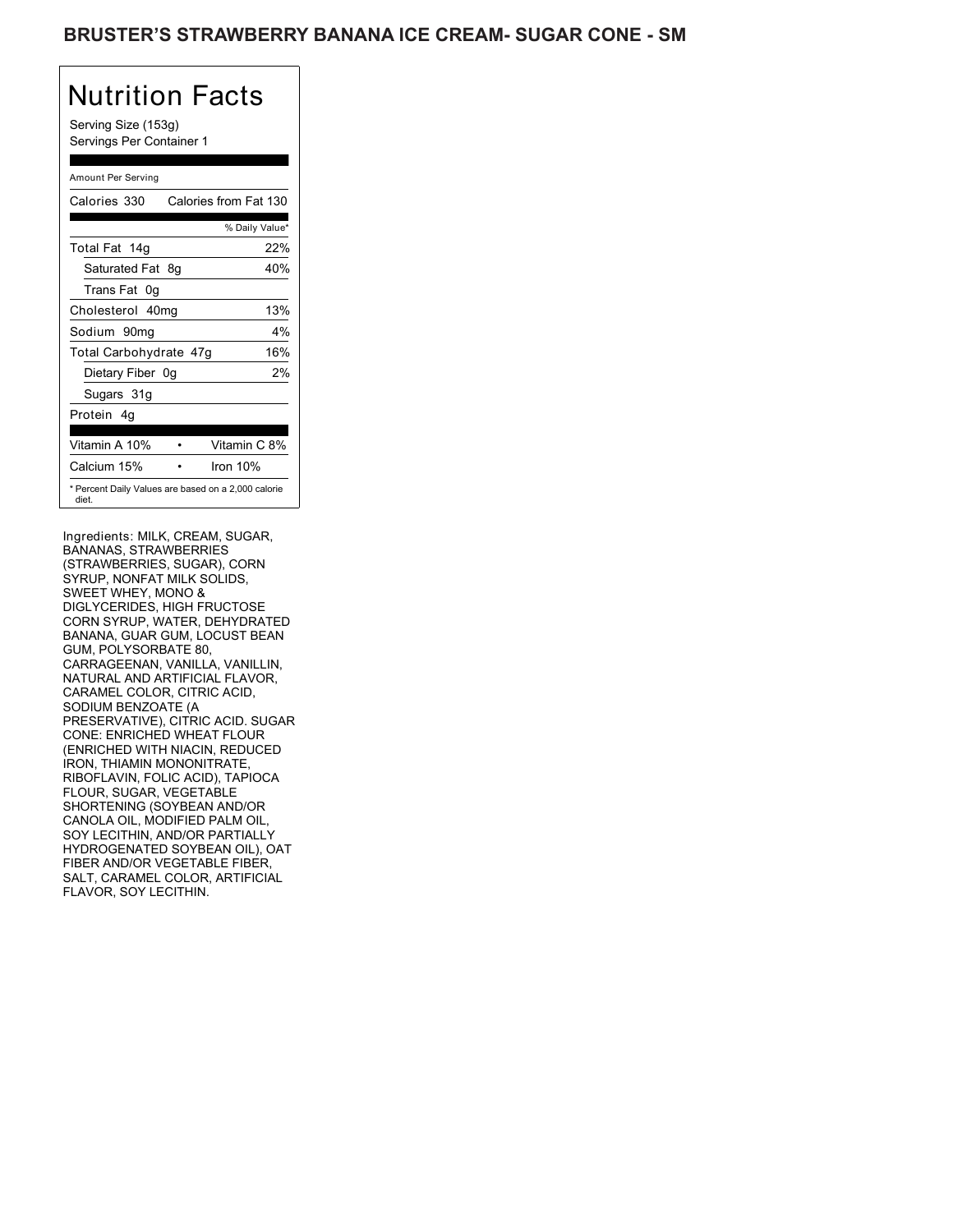# BRUSTER'S STRAWBERRY BANANA ICE CREAM- SUGAR CONE - SM

## Nutrition Facts

Serving Size (153g)
Servings Per Container 1

Amount Per Serving

| | |
|---|---|
| Calories 330 | Calories from Fat 130 |
| | % Daily Value* |
| Total Fat 14g | 22% |
| Saturated Fat 8g | 40% |
| Trans Fat 0g | |
| Cholesterol 40mg | 13% |
| Sodium 90mg | 4% |
| Total Carbohydrate 47g | 16% |
| Dietary Fiber 0g | 2% |
| Sugars 31g | |
| Protein 4g | |
| Vitamin A 10% | Vitamin C 8% |
| Calcium 15% | Iron 10% |

* Percent Daily Values are based on a 2,000 calorie diet.

Ingredients: MILK, CREAM, SUGAR, BANANAS, STRAWBERRIES (STRAWBERRIES, SUGAR), CORN SYRUP, NONFAT MILK SOLIDS, SWEET WHEY, MONO & DIGLYCERIDES, HIGH FRUCTOSE CORN SYRUP, WATER, DEHYDRATED BANANA, GUAR GUM, LOCUST BEAN GUM, POLYSORBATE 80, CARRAGEENAN, VANILLA, VANILLIN, NATURAL AND ARTIFICIAL FLAVOR, CARAMEL COLOR, CITRIC ACID, SODIUM BENZOATE (A PRESERVATIVE), CITRIC ACID. SUGAR CONE: ENRICHED WHEAT FLOUR (ENRICHED WITH NIACIN, REDUCED IRON, THIAMIN MONONITRATE, RIBOFLAVIN, FOLIC ACID), TAPIOCA FLOUR, SUGAR, VEGETABLE SHORTENING (SOYBEAN AND/OR CANOLA OIL, MODIFIED PALM OIL, SOY LECITHIN, AND/OR PARTIALLY HYDROGENATED SOYBEAN OIL), OAT FIBER AND/OR VEGETABLE FIBER, SALT, CARAMEL COLOR, ARTIFICIAL FLAVOR, SOY LECITHIN.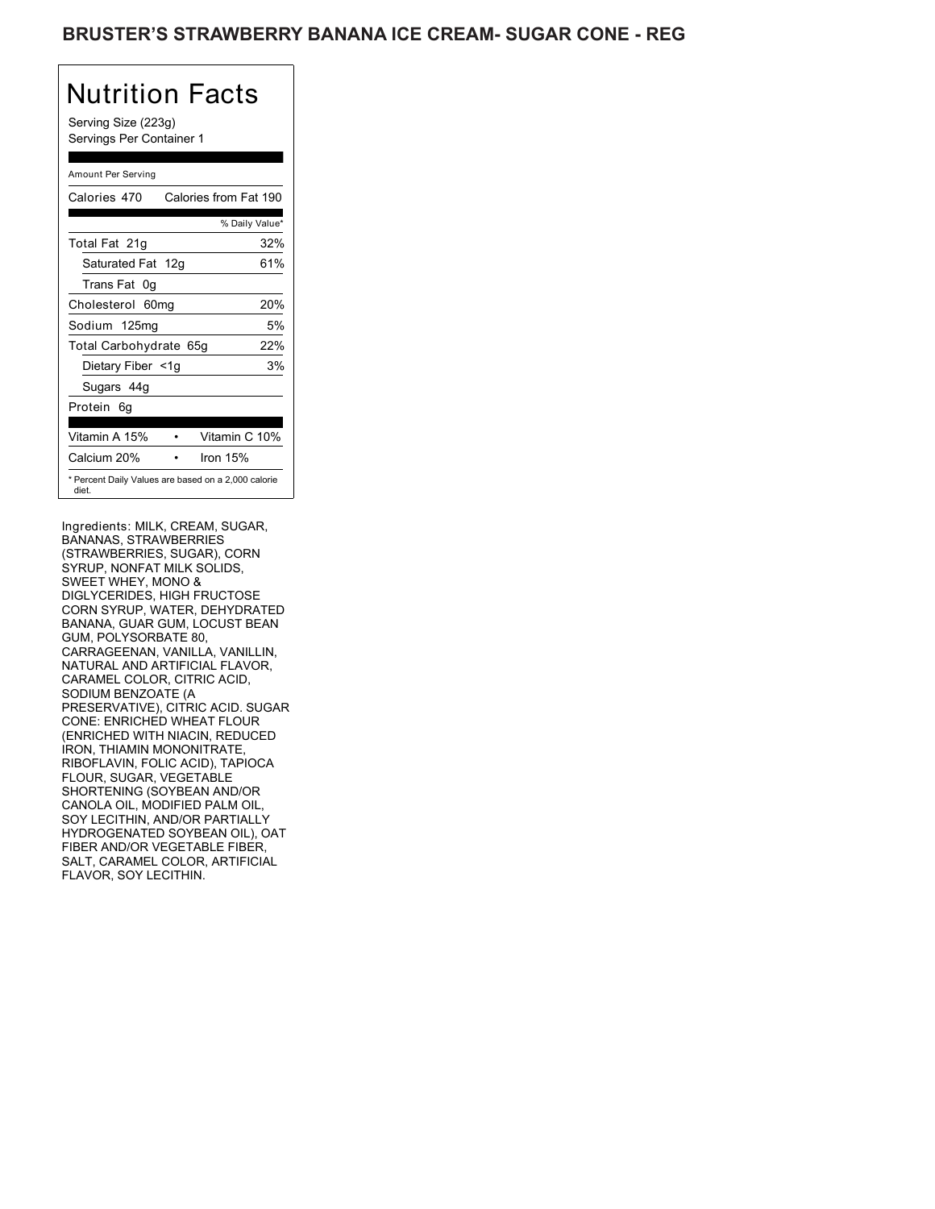# BRUSTER'S STRAWBERRY BANANA ICE CREAM- SUGAR CONE - REG

## Nutrition Facts

Serving Size (223g)
Servings Per Container 1

| Amount Per Serving | |
|---|---|
| Calories 470 | Calories from Fat 190 |
| | % Daily Value* |
| Total Fat 21g | 32% |
| Saturated Fat 12g | 61% |
| Trans Fat 0g | |
| Cholesterol 60mg | 20% |
| Sodium 125mg | 5% |
| Total Carbohydrate 65g | 22% |
| Dietary Fiber <1g | 3% |
| Sugars 44g | |
| Protein 6g | |
| Vitamin A 15% | Vitamin C 10% |
| Calcium 20% | Iron 15% |

* Percent Daily Values are based on a 2,000 calorie diet.

Ingredients: MILK, CREAM, SUGAR, BANANAS, STRAWBERRIES (STRAWBERRIES, SUGAR), CORN SYRUP, NONFAT MILK SOLIDS, SWEET WHEY, MONO & DIGLYCERIDES, HIGH FRUCTOSE CORN SYRUP, WATER, DEHYDRATED BANANA, GUAR GUM, LOCUST BEAN GUM, POLYSORBATE 80, CARRAGEENAN, VANILLA, VANILLIN, NATURAL AND ARTIFICIAL FLAVOR, CARAMEL COLOR, CITRIC ACID, SODIUM BENZOATE (A PRESERVATIVE), CITRIC ACID. SUGAR CONE: ENRICHED WHEAT FLOUR (ENRICHED WITH NIACIN, REDUCED IRON, THIAMIN MONONITRATE, RIBOFLAVIN, FOLIC ACID), TAPIOCA FLOUR, SUGAR, VEGETABLE SHORTENING (SOYBEAN AND/OR CANOLA OIL, MODIFIED PALM OIL, SOY LECITHIN, AND/OR PARTIALLY HYDROGENATED SOYBEAN OIL), OAT FIBER AND/OR VEGETABLE FIBER, SALT, CARAMEL COLOR, ARTIFICIAL FLAVOR, SOY LECITHIN.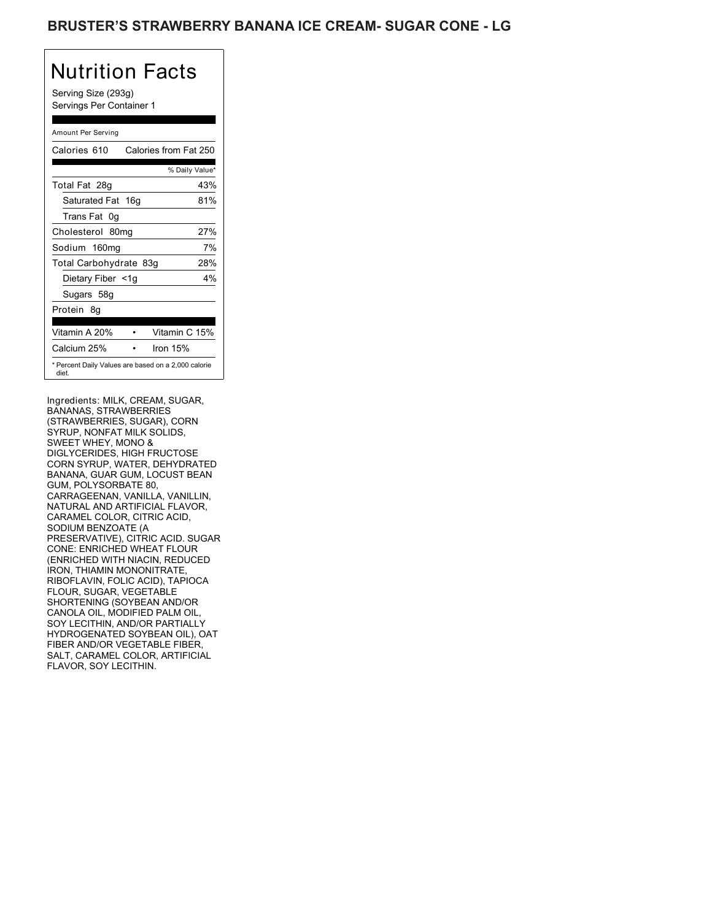# BRUSTER'S STRAWBERRY BANANA ICE CREAM- SUGAR CONE - LG

## Nutrition Facts

Serving Size (293g)
Servings Per Container 1

| Amount Per Serving | |
|---|---|
| Calories 610 | Calories from Fat 250 |
| | % Daily Value* |
| Total Fat 28g | 43% |
| Saturated Fat 16g | 81% |
| Trans Fat 0g | |
| Cholesterol 80mg | 27% |
| Sodium 160mg | 7% |
| Total Carbohydrate 83g | 28% |
| Dietary Fiber <1g | 4% |
| Sugars 58g | |
| Protein 8g | |
| Vitamin A 20% | Vitamin C 15% |
| Calcium 25% | Iron 15% |

* Percent Daily Values are based on a 2,000 calorie diet.

Ingredients: MILK, CREAM, SUGAR, BANANAS, STRAWBERRIES (STRAWBERRIES, SUGAR), CORN SYRUP, NONFAT MILK SOLIDS, SWEET WHEY, MONO & DIGLYCERIDES, HIGH FRUCTOSE CORN SYRUP, WATER, DEHYDRATED BANANA, GUAR GUM, LOCUST BEAN GUM, POLYSORBATE 80, CARRAGEENAN, VANILLA, VANILLIN, NATURAL AND ARTIFICIAL FLAVOR, CARAMEL COLOR, CITRIC ACID, SODIUM BENZOATE (A PRESERVATIVE), CITRIC ACID. SUGAR CONE: ENRICHED WHEAT FLOUR (ENRICHED WITH NIACIN, REDUCED IRON, THIAMIN MONONITRATE, RIBOFLAVIN, FOLIC ACID), TAPIOCA FLOUR, SUGAR, VEGETABLE SHORTENING (SOYBEAN AND/OR CANOLA OIL, MODIFIED PALM OIL, SOY LECITHIN, AND/OR PARTIALLY HYDROGENATED SOYBEAN OIL), OAT FIBER AND/OR VEGETABLE FIBER, SALT, CARAMEL COLOR, ARTIFICIAL FLAVOR, SOY LECITHIN.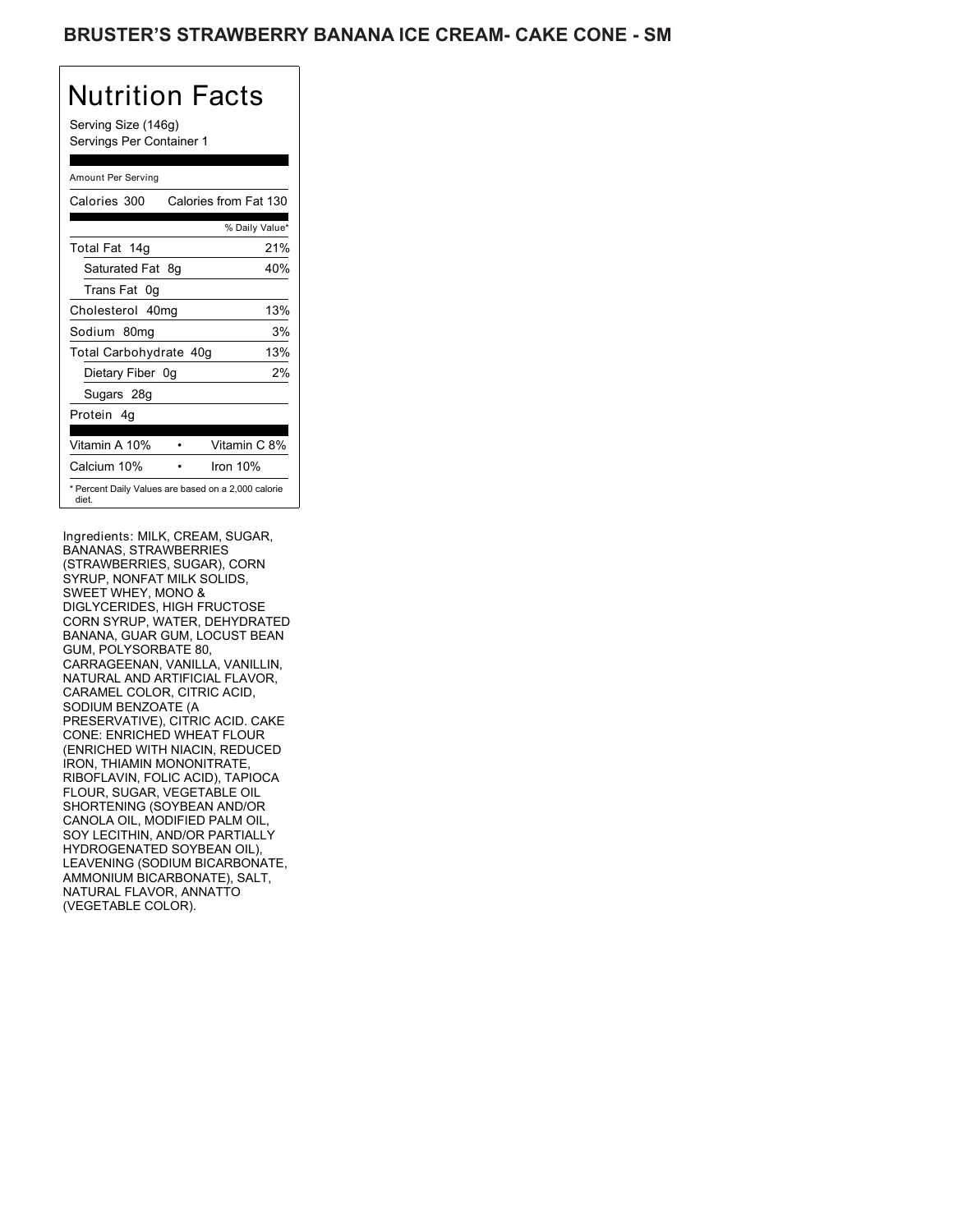# BRUSTER'S STRAWBERRY BANANA ICE CREAM- CAKE CONE - SM

## Nutrition Facts

Serving Size (146g)
Servings Per Container 1

Amount Per Serving

| Calories 300 | Calories from Fat 130 |
|---|---|
| | % Daily Value* |
| Total Fat 14g | 21% |
| Saturated Fat 8g | 40% |
| Trans Fat 0g | |
| Cholesterol 40mg | 13% |
| Sodium 80mg | 3% |
| Total Carbohydrate 40g | 13% |
| Dietary Fiber 0g | 2% |
| Sugars 28g | |
| Protein 4g | |

| Vitamin A 10% | Vitamin C 8% |
|---|---|
| Calcium 10% | Iron 10% |

* Percent Daily Values are based on a 2,000 calorie diet.

Ingredients: MILK, CREAM, SUGAR, BANANAS, STRAWBERRIES (STRAWBERRIES, SUGAR), CORN SYRUP, NONFAT MILK SOLIDS, SWEET WHEY, MONO & DIGLYCERIDES, HIGH FRUCTOSE CORN SYRUP, WATER, DEHYDRATED BANANA, GUAR GUM, LOCUST BEAN GUM, POLYSORBATE 80, CARRAGEENAN, VANILLA, VANILLIN, NATURAL AND ARTIFICIAL FLAVOR, CARAMEL COLOR, CITRIC ACID, SODIUM BENZOATE (A PRESERVATIVE), CITRIC ACID. CAKE CONE: ENRICHED WHEAT FLOUR (ENRICHED WITH NIACIN, REDUCED IRON, THIAMIN MONONITRATE, RIBOFLAVIN, FOLIC ACID), TAPIOCA FLOUR, SUGAR, VEGETABLE OIL SHORTENING (SOYBEAN AND/OR CANOLA OIL, MODIFIED PALM OIL, SOY LECITHIN, AND/OR PARTIALLY HYDROGENATED SOYBEAN OIL), LEAVENING (SODIUM BICARBONATE, AMMONIUM BICARBONATE), SALT, NATURAL FLAVOR, ANNATTO (VEGETABLE COLOR).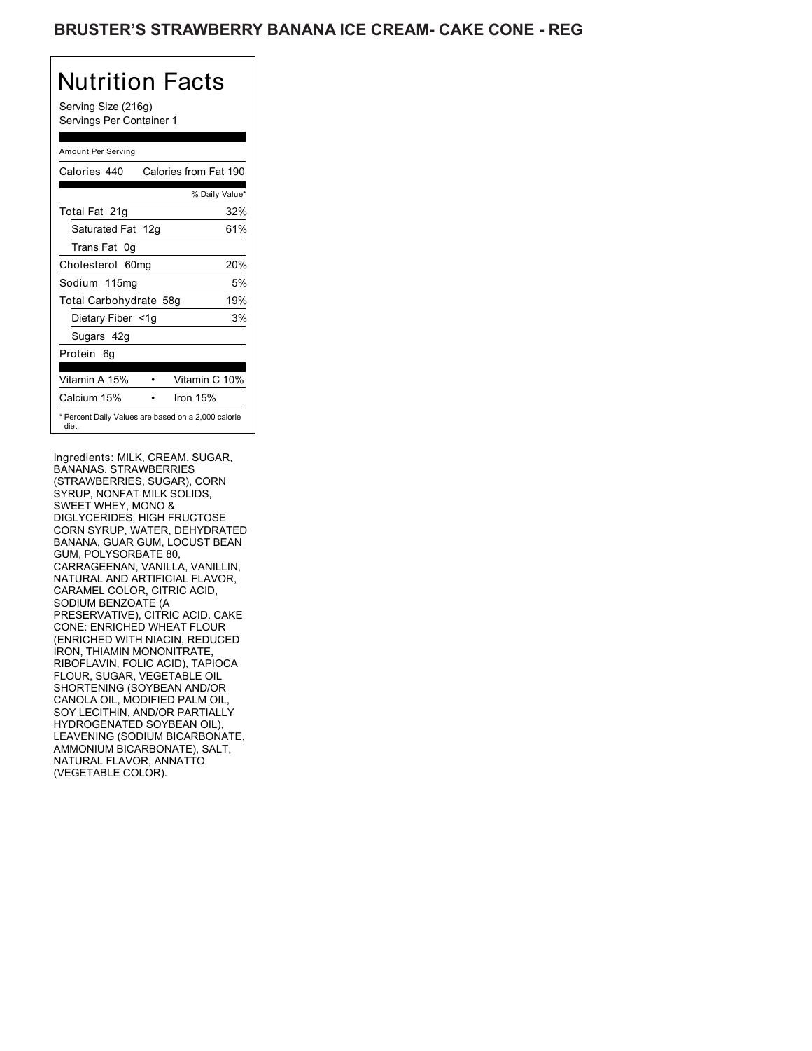# BRUSTER'S STRAWBERRY BANANA ICE CREAM- CAKE CONE - REG

## Nutrition Facts

Serving Size (216g)
Servings Per Container 1

Amount Per Serving

| Calories 440 | Calories from Fat 190 |
|---|---|
| | % Daily Value* |
| Total Fat 21g | 32% |
| Saturated Fat 12g | 61% |
| Trans Fat 0g | |
| Cholesterol 60mg | 20% |
| Sodium 115mg | 5% |
| Total Carbohydrate 58g | 19% |
| Dietary Fiber <1g | 3% |
| Sugars 42g | |
| Protein 6g | |

| Vitamin A 15% | • | Vitamin C 10% |
|---|---|---|
| Calcium 15% | • | Iron 15% |

* Percent Daily Values are based on a 2,000 calorie diet.

Ingredients: MILK, CREAM, SUGAR, BANANAS, STRAWBERRIES (STRAWBERRIES, SUGAR), CORN SYRUP, NONFAT MILK SOLIDS, SWEET WHEY, MONO & DIGLYCERIDES, HIGH FRUCTOSE CORN SYRUP, WATER, DEHYDRATED BANANA, GUAR GUM, LOCUST BEAN GUM, POLYSORBATE 80, CARRAGEENAN, VANILLA, VANILLIN, NATURAL AND ARTIFICIAL FLAVOR, CARAMEL COLOR, CITRIC ACID, SODIUM BENZOATE (A PRESERVATIVE), CITRIC ACID. CAKE CONE: ENRICHED WHEAT FLOUR (ENRICHED WITH NIACIN, REDUCED IRON, THIAMIN MONONITRATE, RIBOFLAVIN, FOLIC ACID), TAPIOCA FLOUR, SUGAR, VEGETABLE OIL SHORTENING (SOYBEAN AND/OR CANOLA OIL, MODIFIED PALM OIL, SOY LECITHIN, AND/OR PARTIALLY HYDROGENATED SOYBEAN OIL), LEAVENING (SODIUM BICARBONATE, AMMONIUM BICARBONATE), SALT, NATURAL FLAVOR, ANNATTO (VEGETABLE COLOR).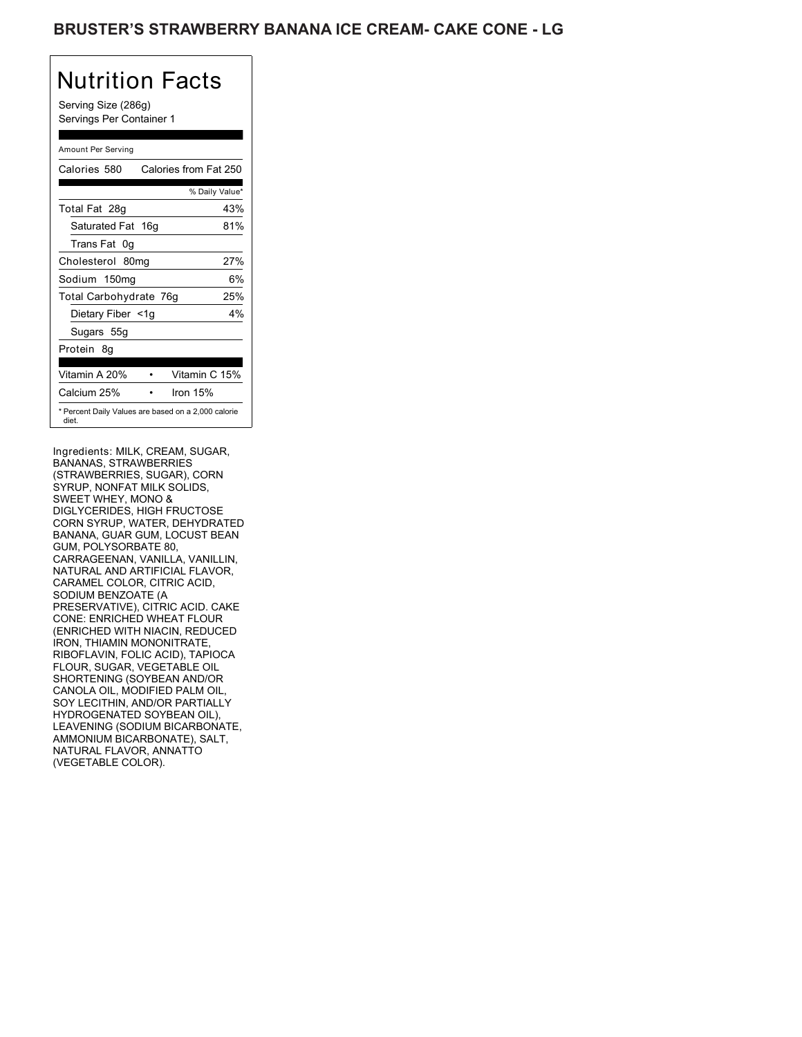# BRUSTER'S STRAWBERRY BANANA ICE CREAM- CAKE CONE - LG

## Nutrition Facts

Serving Size (286g)
Servings Per Container 1

Amount Per Serving

| Calories 580 | Calories from Fat 250 |
|---|---|
| | % Daily Value* |
| Total Fat 28g | 43% |
| Saturated Fat 16g | 81% |
| Trans Fat 0g | |
| Cholesterol 80mg | 27% |
| Sodium 150mg | 6% |
| Total Carbohydrate 76g | 25% |
| Dietary Fiber <1g | 4% |
| Sugars 55g | |
| Protein 8g | |

| Vitamin A 20% | • | Vitamin C 15% |
|---|---|---|
| Calcium 25% | • | Iron 15% |

* Percent Daily Values are based on a 2,000 calorie diet.

Ingredients: MILK, CREAM, SUGAR, BANANAS, STRAWBERRIES (STRAWBERRIES, SUGAR), CORN SYRUP, NONFAT MILK SOLIDS, SWEET WHEY, MONO & DIGLYCERIDES, HIGH FRUCTOSE CORN SYRUP, WATER, DEHYDRATED BANANA, GUAR GUM, LOCUST BEAN GUM, POLYSORBATE 80, CARRAGEENAN, VANILLA, VANILLIN, NATURAL AND ARTIFICIAL FLAVOR, CARAMEL COLOR, CITRIC ACID, SODIUM BENZOATE (A PRESERVATIVE), CITRIC ACID. CAKE CONE: ENRICHED WHEAT FLOUR (ENRICHED WITH NIACIN, REDUCED IRON, THIAMIN MONONITRATE, RIBOFLAVIN, FOLIC ACID), TAPIOCA FLOUR, SUGAR, VEGETABLE OIL SHORTENING (SOYBEAN AND/OR CANOLA OIL, MODIFIED PALM OIL, SOY LECITHIN, AND/OR PARTIALLY HYDROGENATED SOYBEAN OIL), LEAVENING (SODIUM BICARBONATE, AMMONIUM BICARBONATE), SALT, NATURAL FLAVOR, ANNATTO (VEGETABLE COLOR).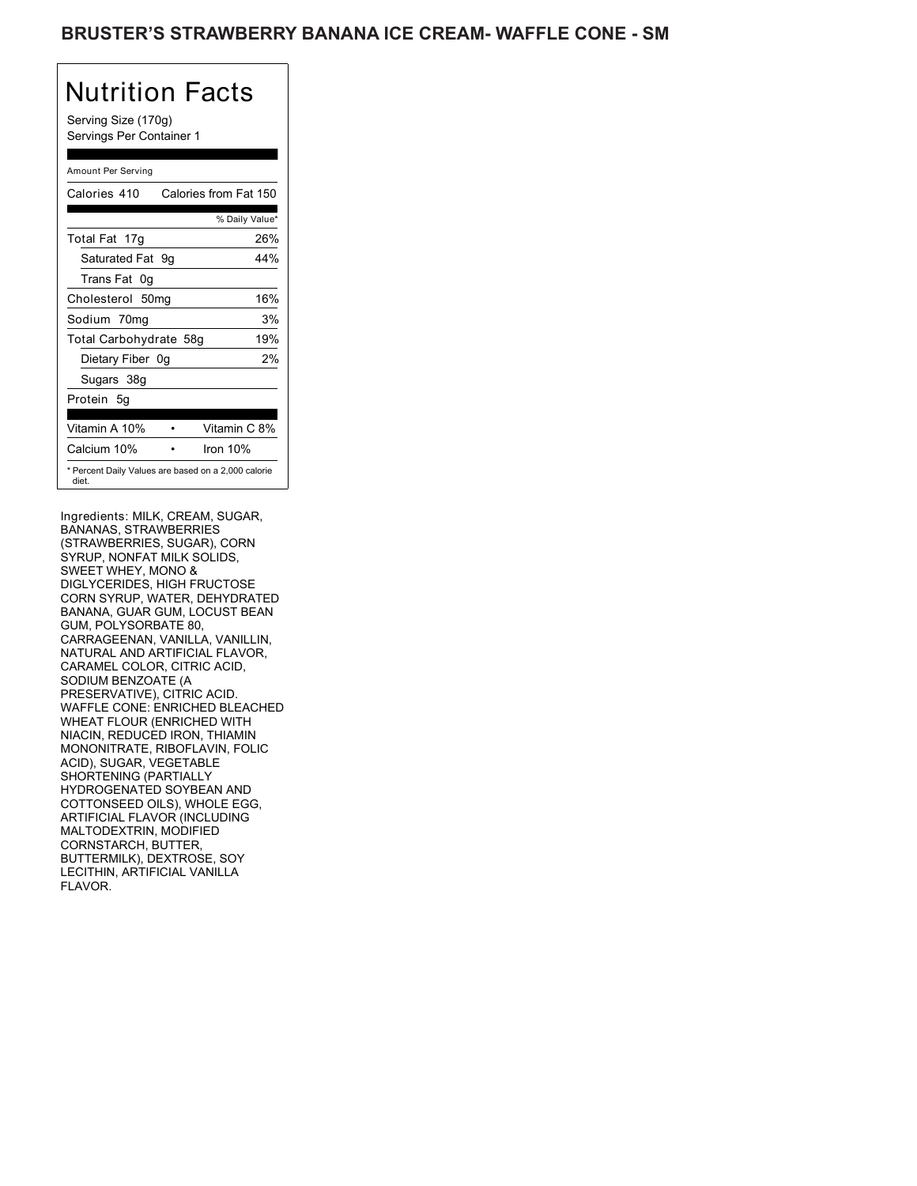## BRUSTER'S STRAWBERRY BANANA ICE CREAM- WAFFLE CONE - SM

# Nutrition Facts

Serving Size (170g)
Servings Per Container 1

Amount Per Serving

| Calories 410 | Calories from Fat 150 |
|---|---|
| | % Daily Value* |
| Total Fat 17g | 26% |
| Saturated Fat 9g | 44% |
| Trans Fat 0g | |
| Cholesterol 50mg | 16% |
| Sodium 70mg | 3% |
| Total Carbohydrate 58g | 19% |
| Dietary Fiber 0g | 2% |
| Sugars 38g | |
| Protein 5g | |

| Vitamin A 10% | • | Vitamin C 8% |
|---|---|---|
| Calcium 10% | • | Iron 10% |

* Percent Daily Values are based on a 2,000 calorie diet.

Ingredients: MILK, CREAM, SUGAR, BANANAS, STRAWBERRIES (STRAWBERRIES, SUGAR), CORN SYRUP, NONFAT MILK SOLIDS, SWEET WHEY, MONO & DIGLYCERIDES, HIGH FRUCTOSE CORN SYRUP, WATER, DEHYDRATED BANANA, GUAR GUM, LOCUST BEAN GUM, POLYSORBATE 80, CARRAGEENAN, VANILLA, VANILLIN, NATURAL AND ARTIFICIAL FLAVOR, CARAMEL COLOR, CITRIC ACID, SODIUM BENZOATE (A PRESERVATIVE), CITRIC ACID. WAFFLE CONE: ENRICHED BLEACHED WHEAT FLOUR (ENRICHED WITH NIACIN, REDUCED IRON, THIAMIN MONONITRATE, RIBOFLAVIN, FOLIC ACID), SUGAR, VEGETABLE SHORTENING (PARTIALLY HYDROGENATED SOYBEAN AND COTTONSEED OILS), WHOLE EGG, ARTIFICIAL FLAVOR (INCLUDING MALTODEXTRIN, MODIFIED CORNSTARCH, BUTTER, BUTTERMILK), DEXTROSE, SOY LECITHIN, ARTIFICIAL VANILLA FLAVOR.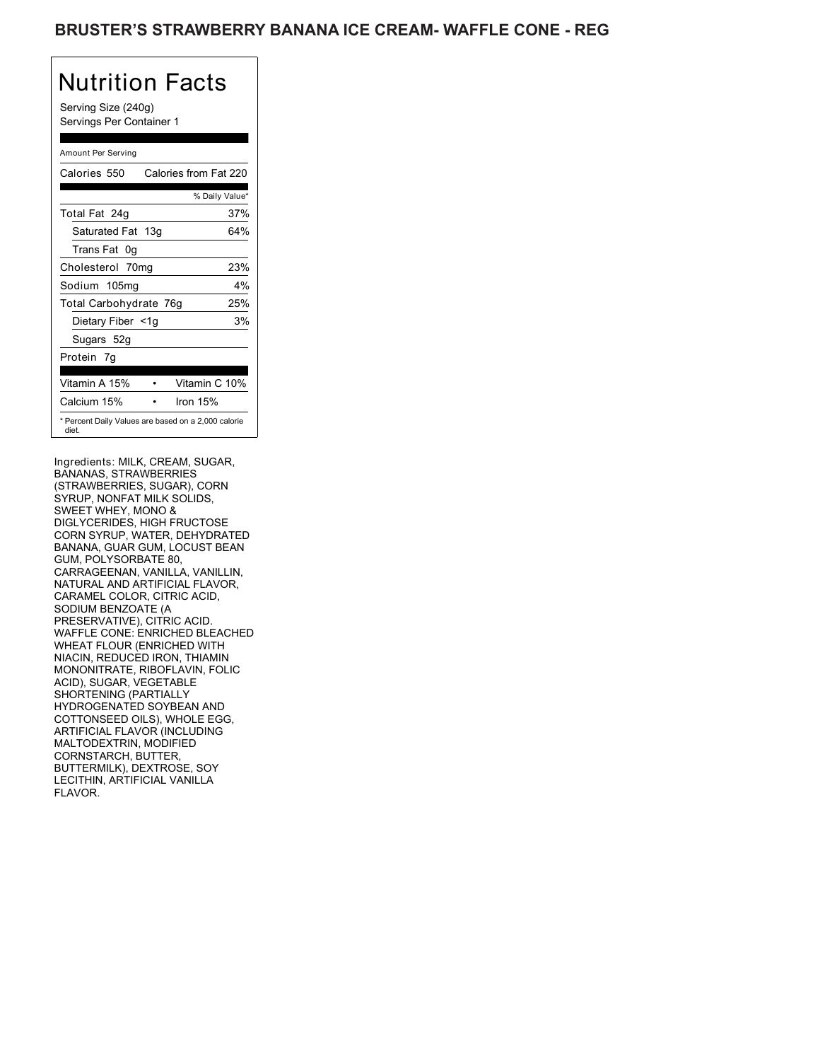## BRUSTER'S STRAWBERRY BANANA ICE CREAM- WAFFLE CONE - REG

# Nutrition Facts

Serving Size (240g)
Servings Per Container 1

Amount Per Serving

| Calories 550 | Calories from Fat 220 |
|---|---|
| | % Daily Value* |
| Total Fat 24g | 37% |
| Saturated Fat 13g | 64% |
| Trans Fat 0g | |
| Cholesterol 70mg | 23% |
| Sodium 105mg | 4% |
| Total Carbohydrate 76g | 25% |
| Dietary Fiber <1g | 3% |
| Sugars 52g | |
| Protein 7g | |
| Vitamin A 15% • | Vitamin C 10% |
| Calcium 15% • | Iron 15% |

* Percent Daily Values are based on a 2,000 calorie diet.

Ingredients: MILK, CREAM, SUGAR, BANANAS, STRAWBERRIES (STRAWBERRIES, SUGAR), CORN SYRUP, NONFAT MILK SOLIDS, SWEET WHEY, MONO & DIGLYCERIDES, HIGH FRUCTOSE CORN SYRUP, WATER, DEHYDRATED BANANA, GUAR GUM, LOCUST BEAN GUM, POLYSORBATE 80, CARRAGEENAN, VANILLA, VANILLIN, NATURAL AND ARTIFICIAL FLAVOR, CARAMEL COLOR, CITRIC ACID, SODIUM BENZOATE (A PRESERVATIVE), CITRIC ACID. WAFFLE CONE: ENRICHED BLEACHED WHEAT FLOUR (ENRICHED WITH NIACIN, REDUCED IRON, THIAMIN MONONITRATE, RIBOFLAVIN, FOLIC ACID), SUGAR, VEGETABLE SHORTENING (PARTIALLY HYDROGENATED SOYBEAN AND COTTONSEED OILS), WHOLE EGG, ARTIFICIAL FLAVOR (INCLUDING MALTODEXTRIN, MODIFIED CORNSTARCH, BUTTER, BUTTERMILK), DEXTROSE, SOY LECITHIN, ARTIFICIAL VANILLA FLAVOR.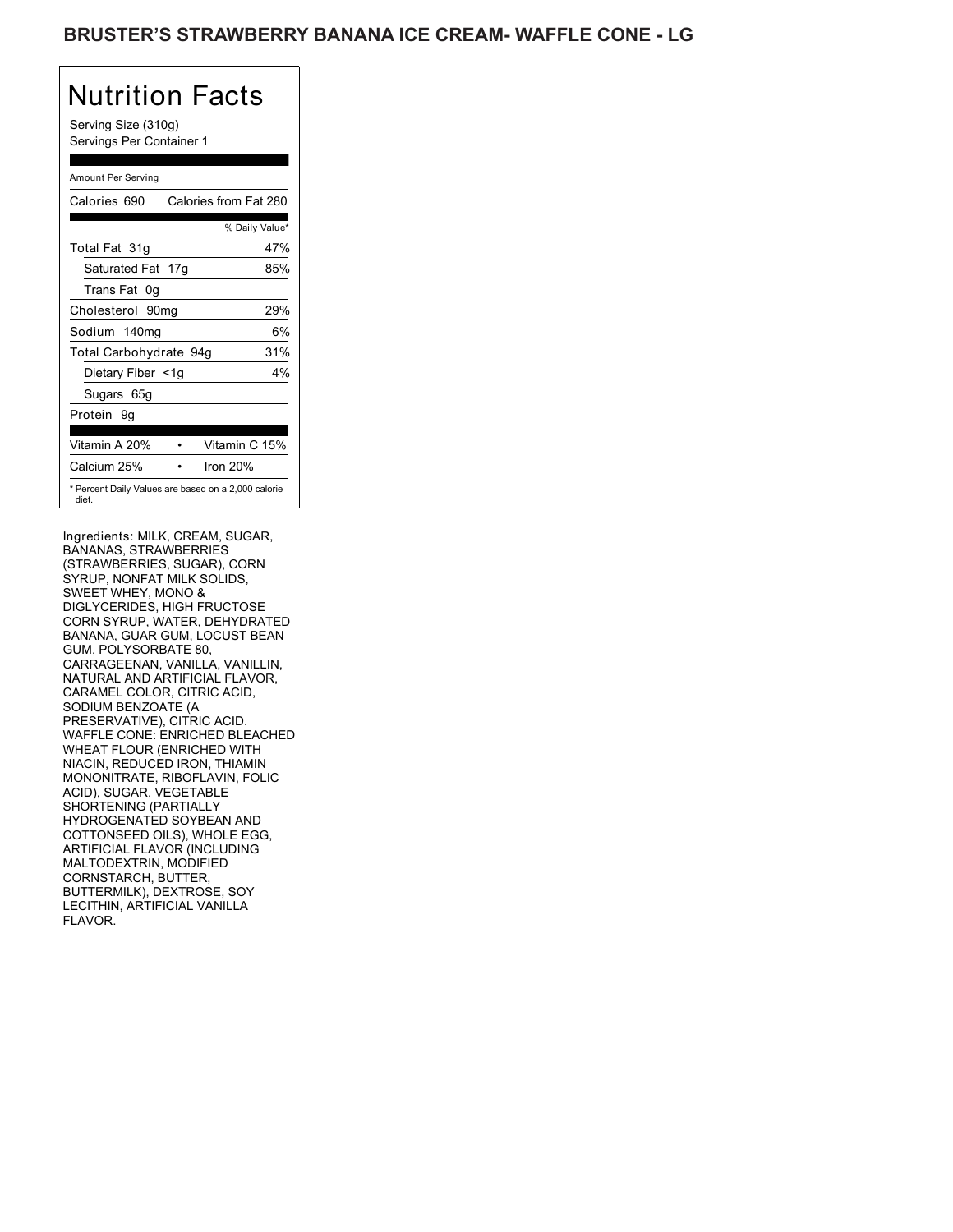## BRUSTER'S STRAWBERRY BANANA ICE CREAM- WAFFLE CONE - LG

# Nutrition Facts

Serving Size (310g)
Servings Per Container 1

| | |
|---|---|
| Amount Per Serving | |
| Calories 690 | Calories from Fat 280 |
| | % Daily Value* |
| Total Fat 31g | 47% |
| Saturated Fat 17g | 85% |
| Trans Fat 0g | |
| Cholesterol 90mg | 29% |
| Sodium 140mg | 6% |
| Total Carbohydrate 94g | 31% |
| Dietary Fiber <1g | 4% |
| Sugars 65g | |
| Protein 9g | |
| Vitamin A 20% | Vitamin C 15% |
| Calcium 25% | Iron 20% |

* Percent Daily Values are based on a 2,000 calorie diet.

Ingredients: MILK, CREAM, SUGAR, BANANAS, STRAWBERRIES (STRAWBERRIES, SUGAR), CORN SYRUP, NONFAT MILK SOLIDS, SWEET WHEY, MONO & DIGLYCERIDES, HIGH FRUCTOSE CORN SYRUP, WATER, DEHYDRATED BANANA, GUAR GUM, LOCUST BEAN GUM, POLYSORBATE 80, CARRAGEENAN, VANILLA, VANILLIN, NATURAL AND ARTIFICIAL FLAVOR, CARAMEL COLOR, CITRIC ACID, SODIUM BENZOATE (A PRESERVATIVE), CITRIC ACID. WAFFLE CONE: ENRICHED BLEACHED WHEAT FLOUR (ENRICHED WITH NIACIN, REDUCED IRON, THIAMIN MONONITRATE, RIBOFLAVIN, FOLIC ACID), SUGAR, VEGETABLE SHORTENING (PARTIALLY HYDROGENATED SOYBEAN AND COTTONSEED OILS), WHOLE EGG, ARTIFICIAL FLAVOR (INCLUDING MALTODEXTRIN, MODIFIED CORNSTARCH, BUTTER, BUTTERMILK), DEXTROSE, SOY LECITHIN, ARTIFICIAL VANILLA FLAVOR.